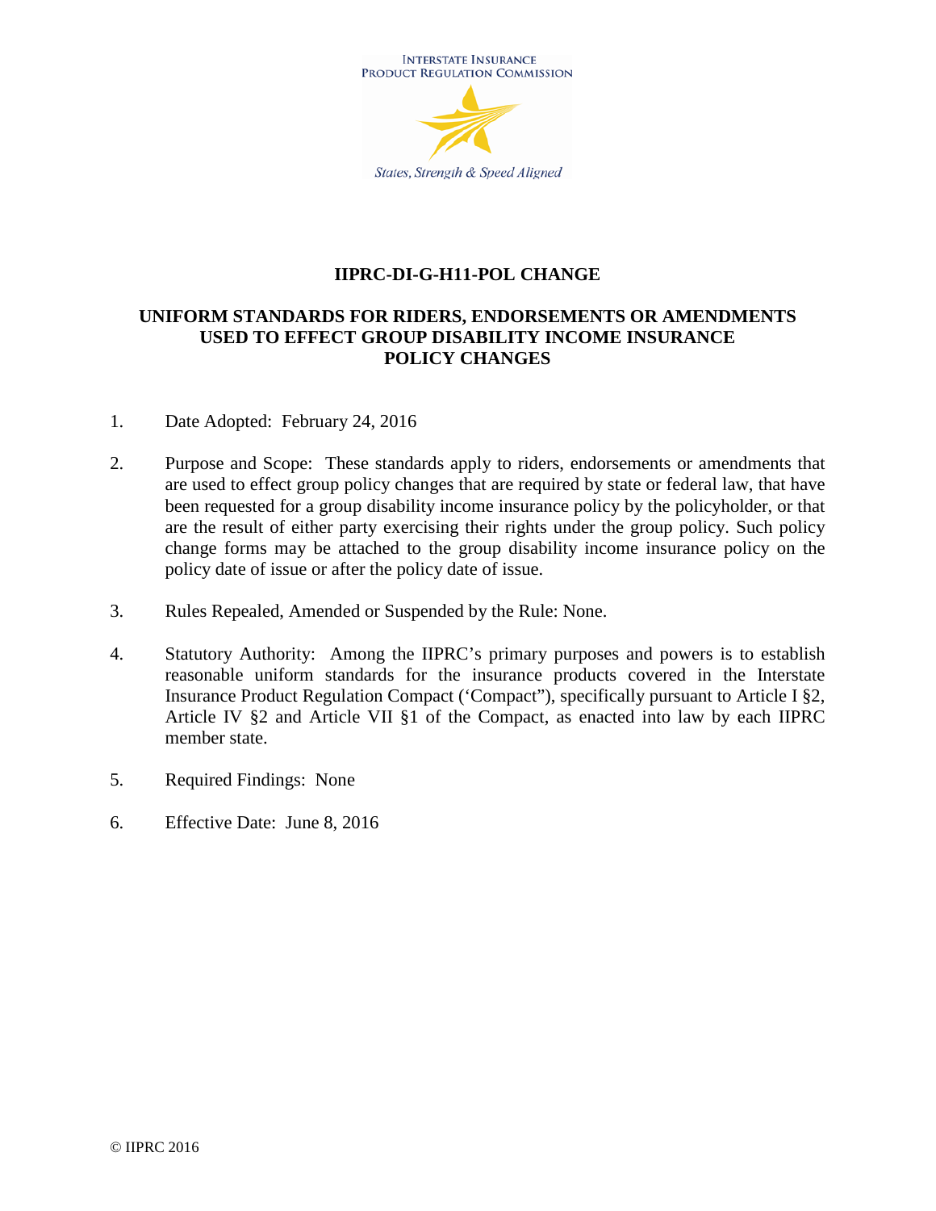INTERSTATE INSURANCE PRODUCT REGULATION COMMISSION

*States, Strength & Speed Aligned*

# IIPRC-DI-G-H11-POL CHANGE

## UNIFORM STANDARDS FOR RIDERS, ENDORSEMENTS OR AMENDMENTS USED TO EFFECT GROUP DISABILITY INCOME INSURANCE POLICY CHANGES

1. Date Adopted: February 24, 2016

2. Purpose and Scope: These standards apply to riders, endorsements or amendments that are used to effect group policy changes that are required by state or federal law, that have been requested for a group disability income insurance policy by the policyholder, or that are the result of either party exercising their rights under the group policy. Such policy change forms may be attached to the group disability income insurance policy on the policy date of issue or after the policy date of issue.

3. Rules Repealed, Amended or Suspended by the Rule: None.

4. Statutory Authority: Among the IIPRC's primary purposes and powers is to establish reasonable uniform standards for the insurance products covered in the Interstate Insurance Product Regulation Compact ('Compact"), specifically pursuant to Article I §2, Article IV §2 and Article VII §1 of the Compact, as enacted into law by each IIPRC member state.

5. Required Findings: None

6. Effective Date: June 8, 2016

© IIPRC 2016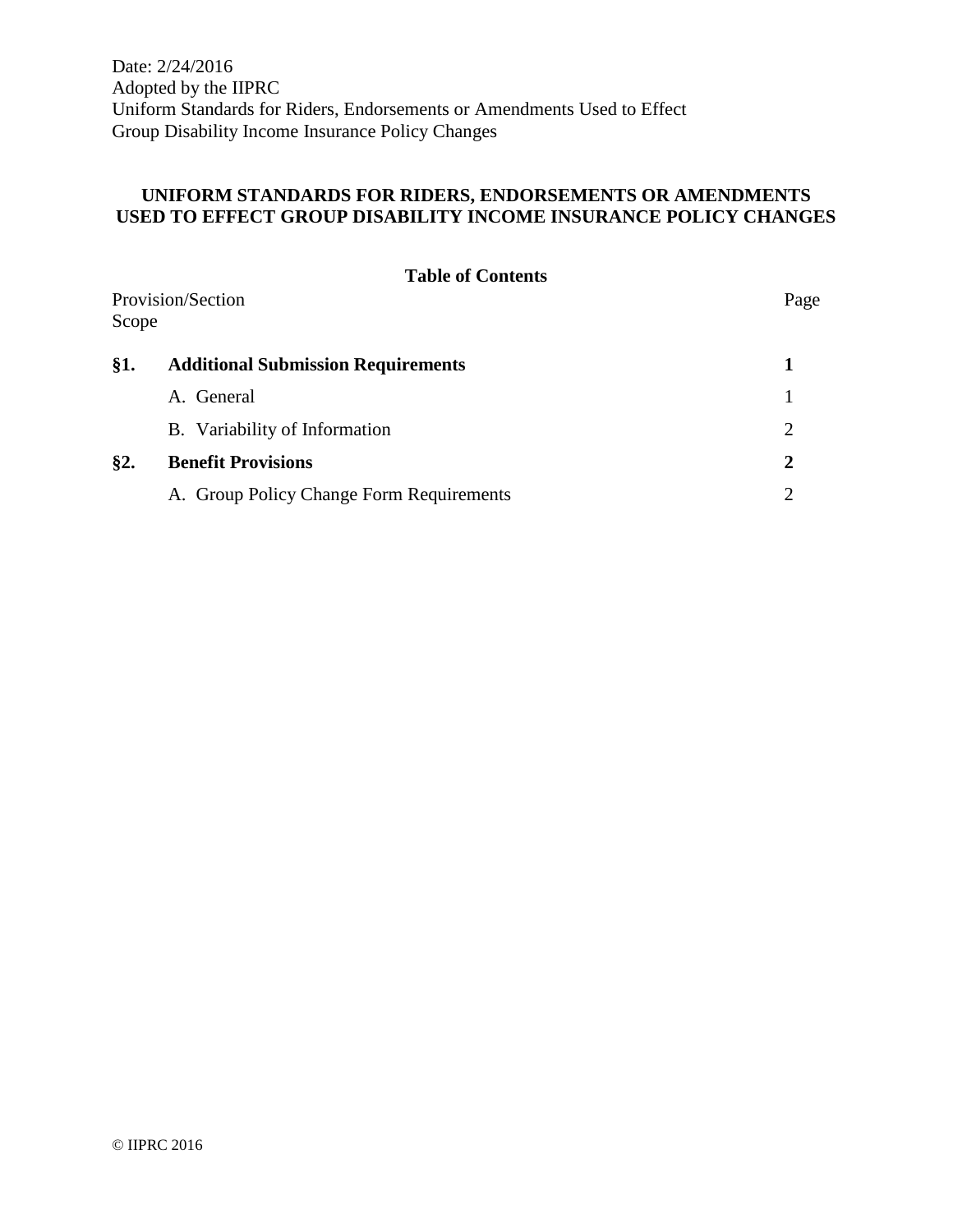Date: 2/24/2016
Adopted by the IIPRC
Uniform Standards for Riders, Endorsements or Amendments Used to Effect
Group Disability Income Insurance Policy Changes

# UNIFORM STANDARDS FOR RIDERS, ENDORSEMENTS OR AMENDMENTS USED TO EFFECT GROUP DISABILITY INCOME INSURANCE POLICY CHANGES

## Table of Contents

| Provision/Section | | Page |
|---|---|---|
| Scope | | |
| **§1.** | **Additional Submission Requirements** | **1** |
| | A. General | 1 |
| | B. Variability of Information | 2 |
| **§2.** | **Benefit Provisions** | **2** |
| | A. Group Policy Change Form Requirements | 2 |

© IIPRC 2016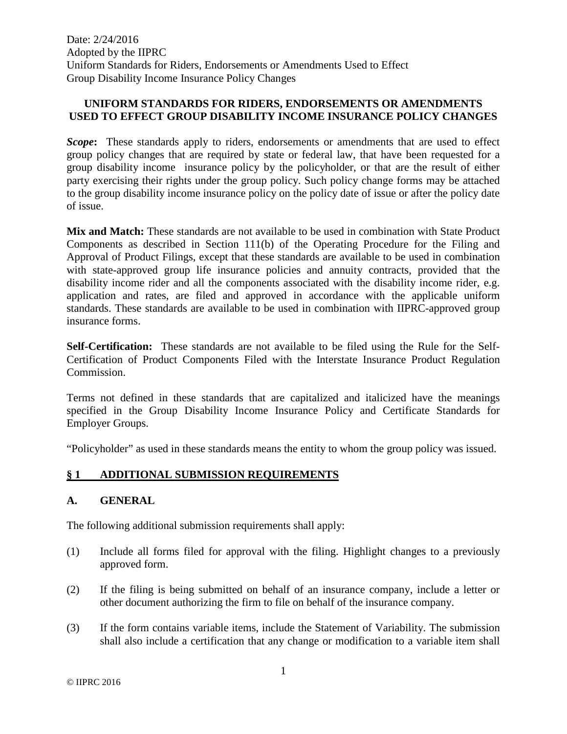Date: 2/24/2016
Adopted by the IIPRC
Uniform Standards for Riders, Endorsements or Amendments Used to Effect
Group Disability Income Insurance Policy Changes

**UNIFORM STANDARDS FOR RIDERS, ENDORSEMENTS OR AMENDMENTS USED TO EFFECT GROUP DISABILITY INCOME INSURANCE POLICY CHANGES**

***Scope*:** These standards apply to riders, endorsements or amendments that are used to effect group policy changes that are required by state or federal law, that have been requested for a group disability income insurance policy by the policyholder, or that are the result of either party exercising their rights under the group policy. Such policy change forms may be attached to the group disability income insurance policy on the policy date of issue or after the policy date of issue.

**Mix and Match:** These standards are not available to be used in combination with State Product Components as described in Section 111(b) of the Operating Procedure for the Filing and Approval of Product Filings, except that these standards are available to be used in combination with state-approved group life insurance policies and annuity contracts, provided that the disability income rider and all the components associated with the disability income rider, e.g. application and rates, are filed and approved in accordance with the applicable uniform standards. These standards are available to be used in combination with IIPRC-approved group insurance forms.

**Self-Certification:** These standards are not available to be filed using the Rule for the Self-Certification of Product Components Filed with the Interstate Insurance Product Regulation Commission.

Terms not defined in these standards that are capitalized and italicized have the meanings specified in the Group Disability Income Insurance Policy and Certificate Standards for Employer Groups.

"Policyholder" as used in these standards means the entity to whom the group policy was issued.

## § 1 ADDITIONAL SUBMISSION REQUIREMENTS

### A. GENERAL

The following additional submission requirements shall apply:

(1) Include all forms filed for approval with the filing. Highlight changes to a previously approved form.

(2) If the filing is being submitted on behalf of an insurance company, include a letter or other document authorizing the firm to file on behalf of the insurance company.

(3) If the form contains variable items, include the Statement of Variability. The submission shall also include a certification that any change or modification to a variable item shall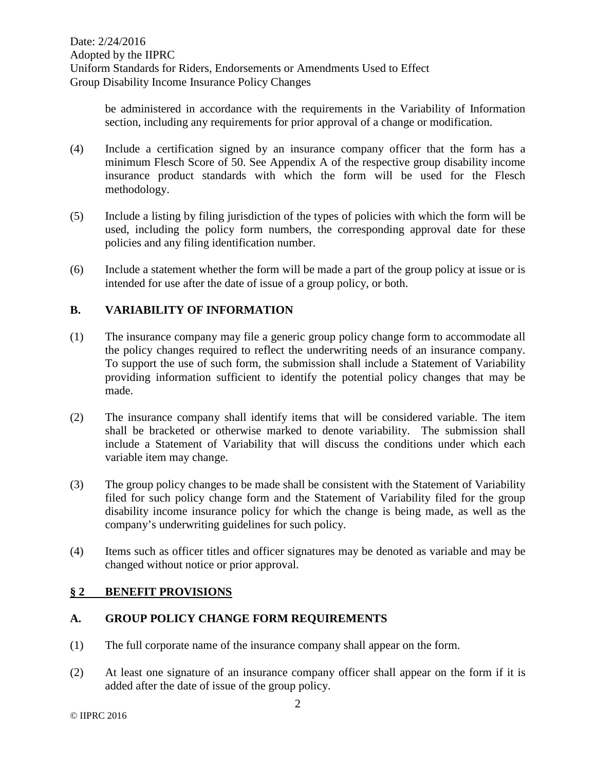be administered in accordance with the requirements in the Variability of Information section, including any requirements for prior approval of a change or modification.

(4) Include a certification signed by an insurance company officer that the form has a minimum Flesch Score of 50. See Appendix A of the respective group disability income insurance product standards with which the form will be used for the Flesch methodology.

(5) Include a listing by filing jurisdiction of the types of policies with which the form will be used, including the policy form numbers, the corresponding approval date for these policies and any filing identification number.

(6) Include a statement whether the form will be made a part of the group policy at issue or is intended for use after the date of issue of a group policy, or both.

### B. VARIABILITY OF INFORMATION

(1) The insurance company may file a generic group policy change form to accommodate all the policy changes required to reflect the underwriting needs of an insurance company. To support the use of such form, the submission shall include a Statement of Variability providing information sufficient to identify the potential policy changes that may be made.

(2) The insurance company shall identify items that will be considered variable. The item shall be bracketed or otherwise marked to denote variability. The submission shall include a Statement of Variability that will discuss the conditions under which each variable item may change.

(3) The group policy changes to be made shall be consistent with the Statement of Variability filed for such policy change form and the Statement of Variability filed for the group disability income insurance policy for which the change is being made, as well as the company's underwriting guidelines for such policy.

(4) Items such as officer titles and officer signatures may be denoted as variable and may be changed without notice or prior approval.

## § 2 BENEFIT PROVISIONS

### A. GROUP POLICY CHANGE FORM REQUIREMENTS

(1) The full corporate name of the insurance company shall appear on the form.

(2) At least one signature of an insurance company officer shall appear on the form if it is added after the date of issue of the group policy.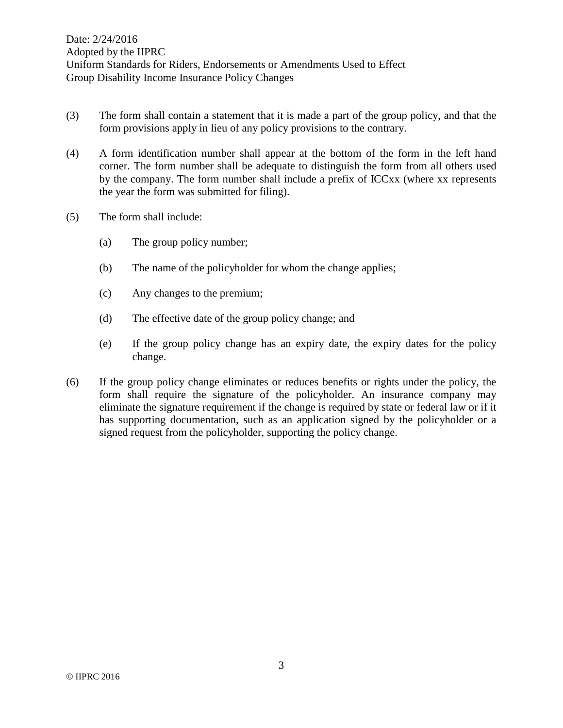(3) The form shall contain a statement that it is made a part of the group policy, and that the form provisions apply in lieu of any policy provisions to the contrary.

(4) A form identification number shall appear at the bottom of the form in the left hand corner. The form number shall be adequate to distinguish the form from all others used by the company. The form number shall include a prefix of ICCxx (where xx represents the year the form was submitted for filing).

(5) The form shall include:

   (a) The group policy number;

   (b) The name of the policyholder for whom the change applies;

   (c) Any changes to the premium;

   (d) The effective date of the group policy change; and

   (e) If the group policy change has an expiry date, the expiry dates for the policy change.

(6) If the group policy change eliminates or reduces benefits or rights under the policy, the form shall require the signature of the policyholder. An insurance company may eliminate the signature requirement if the change is required by state or federal law or if it has supporting documentation, such as an application signed by the policyholder or a signed request from the policyholder, supporting the policy change.